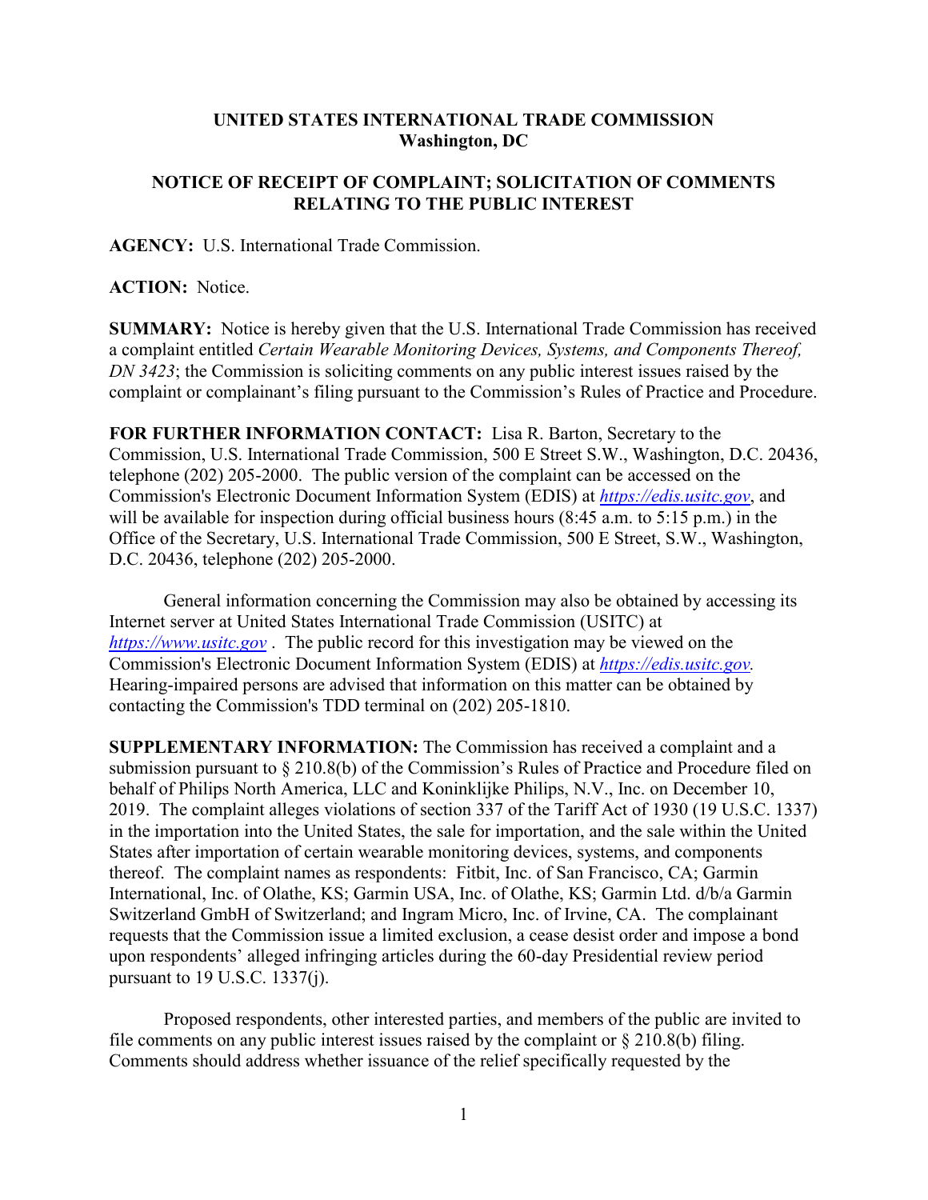**UNITED STATES INTERNATIONAL TRADE COMMISSION**
**Washington, DC**

**NOTICE OF RECEIPT OF COMPLAINT; SOLICITATION OF COMMENTS RELATING TO THE PUBLIC INTEREST**

**AGENCY:** U.S. International Trade Commission.

**ACTION:** Notice.

**SUMMARY:** Notice is hereby given that the U.S. International Trade Commission has received a complaint entitled *Certain Wearable Monitoring Devices, Systems, and Components Thereof, DN 3423*; the Commission is soliciting comments on any public interest issues raised by the complaint or complainant's filing pursuant to the Commission's Rules of Practice and Procedure.

**FOR FURTHER INFORMATION CONTACT:** Lisa R. Barton, Secretary to the Commission, U.S. International Trade Commission, 500 E Street S.W., Washington, D.C. 20436, telephone (202) 205-2000. The public version of the complaint can be accessed on the Commission's Electronic Document Information System (EDIS) at *https://edis.usitc.gov*, and will be available for inspection during official business hours (8:45 a.m. to 5:15 p.m.) in the Office of the Secretary, U.S. International Trade Commission, 500 E Street, S.W., Washington, D.C. 20436, telephone (202) 205-2000.

General information concerning the Commission may also be obtained by accessing its Internet server at United States International Trade Commission (USITC) at *https://www.usitc.gov* . The public record for this investigation may be viewed on the Commission's Electronic Document Information System (EDIS) at *https://edis.usitc.gov.* Hearing-impaired persons are advised that information on this matter can be obtained by contacting the Commission's TDD terminal on (202) 205-1810.

**SUPPLEMENTARY INFORMATION:** The Commission has received a complaint and a submission pursuant to § 210.8(b) of the Commission's Rules of Practice and Procedure filed on behalf of Philips North America, LLC and Koninklijke Philips, N.V., Inc. on December 10, 2019. The complaint alleges violations of section 337 of the Tariff Act of 1930 (19 U.S.C. 1337) in the importation into the United States, the sale for importation, and the sale within the United States after importation of certain wearable monitoring devices, systems, and components thereof. The complaint names as respondents: Fitbit, Inc. of San Francisco, CA; Garmin International, Inc. of Olathe, KS; Garmin USA, Inc. of Olathe, KS; Garmin Ltd. d/b/a Garmin Switzerland GmbH of Switzerland; and Ingram Micro, Inc. of Irvine, CA. The complainant requests that the Commission issue a limited exclusion, a cease desist order and impose a bond upon respondents' alleged infringing articles during the 60-day Presidential review period pursuant to 19 U.S.C. 1337(j).

Proposed respondents, other interested parties, and members of the public are invited to file comments on any public interest issues raised by the complaint or § 210.8(b) filing. Comments should address whether issuance of the relief specifically requested by the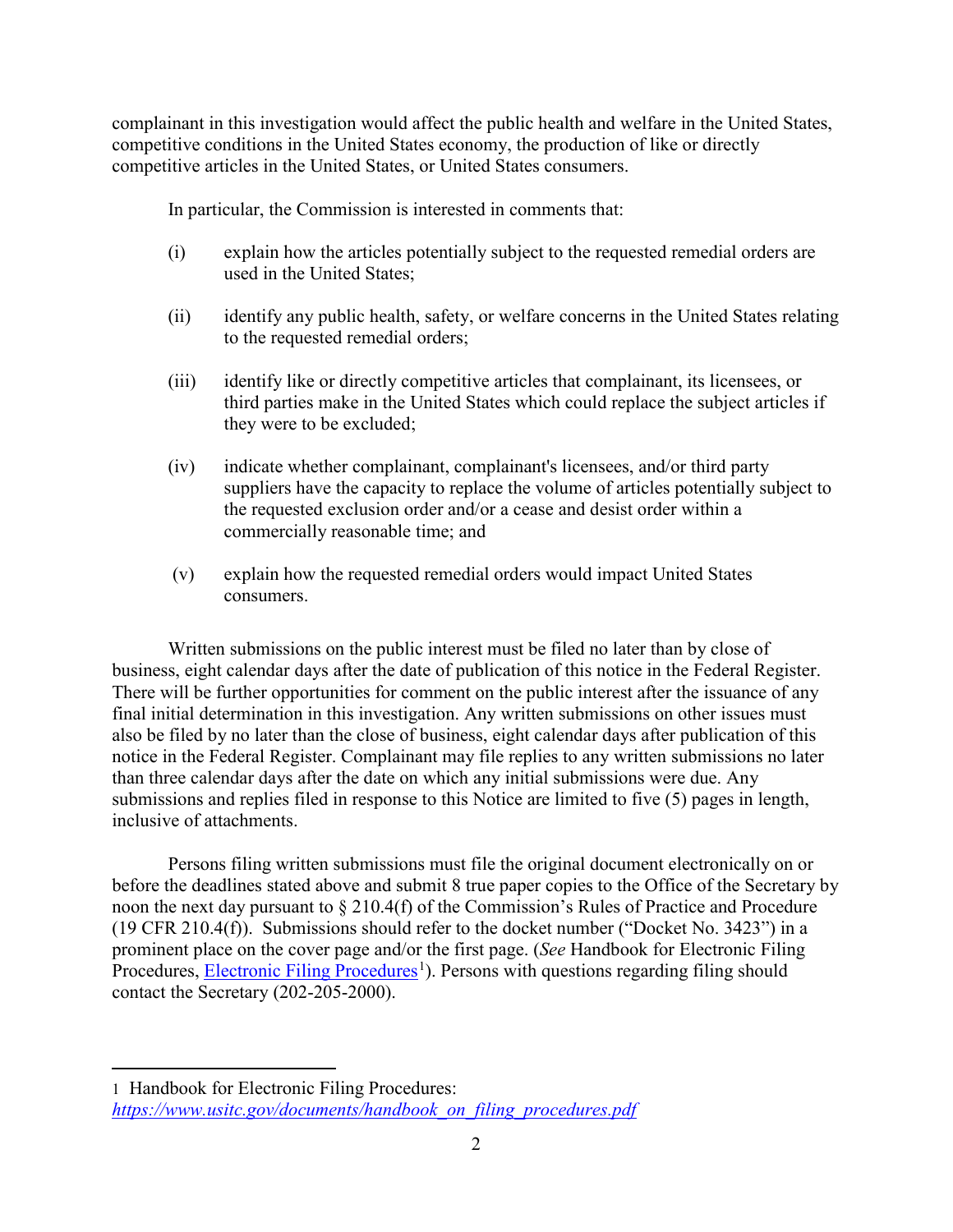complainant in this investigation would affect the public health and welfare in the United States, competitive conditions in the United States economy, the production of like or directly competitive articles in the United States, or United States consumers.

In particular, the Commission is interested in comments that:

(i) explain how the articles potentially subject to the requested remedial orders are used in the United States;

(ii) identify any public health, safety, or welfare concerns in the United States relating to the requested remedial orders;

(iii) identify like or directly competitive articles that complainant, its licensees, or third parties make in the United States which could replace the subject articles if they were to be excluded;

(iv) indicate whether complainant, complainant's licensees, and/or third party suppliers have the capacity to replace the volume of articles potentially subject to the requested exclusion order and/or a cease and desist order within a commercially reasonable time; and

(v) explain how the requested remedial orders would impact United States consumers.

Written submissions on the public interest must be filed no later than by close of business, eight calendar days after the date of publication of this notice in the Federal Register. There will be further opportunities for comment on the public interest after the issuance of any final initial determination in this investigation. Any written submissions on other issues must also be filed by no later than the close of business, eight calendar days after publication of this notice in the Federal Register. Complainant may file replies to any written submissions no later than three calendar days after the date on which any initial submissions were due. Any submissions and replies filed in response to this Notice are limited to five (5) pages in length, inclusive of attachments.

Persons filing written submissions must file the original document electronically on or before the deadlines stated above and submit 8 true paper copies to the Office of the Secretary by noon the next day pursuant to § 210.4(f) of the Commission's Rules of Practice and Procedure (19 CFR 210.4(f)). Submissions should refer to the docket number ("Docket No. 3423") in a prominent place on the cover page and/or the first page. (*See* Handbook for Electronic Filing Procedures, Electronic Filing Procedures[1]). Persons with questions regarding filing should contact the Secretary (202-205-2000).

---

1 Handbook for Electronic Filing Procedures: *https://www.usitc.gov/documents/handbook_on_filing_procedures.pdf*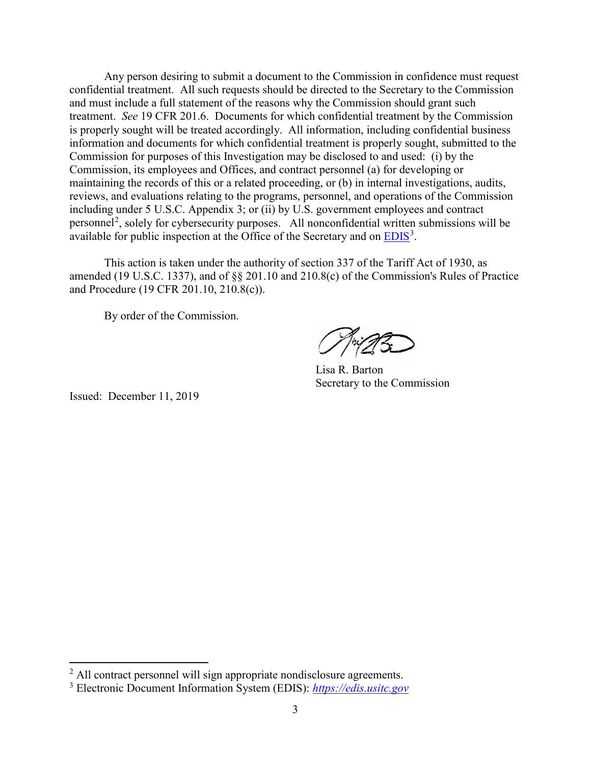Any person desiring to submit a document to the Commission in confidence must request confidential treatment. All such requests should be directed to the Secretary to the Commission and must include a full statement of the reasons why the Commission should grant such treatment. *See* 19 CFR 201.6. Documents for which confidential treatment by the Commission is properly sought will be treated accordingly. All information, including confidential business information and documents for which confidential treatment is properly sought, submitted to the Commission for purposes of this Investigation may be disclosed to and used: (i) by the Commission, its employees and Offices, and contract personnel (a) for developing or maintaining the records of this or a related proceeding, or (b) in internal investigations, audits, reviews, and evaluations relating to the programs, personnel, and operations of the Commission including under 5 U.S.C. Appendix 3; or (ii) by U.S. government employees and contract personnel[2], solely for cybersecurity purposes. All nonconfidential written submissions will be available for public inspection at the Office of the Secretary and on [EDIS](https://edis.usitc.gov)[3].

This action is taken under the authority of section 337 of the Tariff Act of 1930, as amended (19 U.S.C. 1337), and of §§ 201.10 and 210.8(c) of the Commission's Rules of Practice and Procedure (19 CFR 201.10, 210.8(c)).

By order of the Commission.

Lisa R. Barton
Secretary to the Commission

Issued: December 11, 2019

---

[2] All contract personnel will sign appropriate nondisclosure agreements.

[3] Electronic Document Information System (EDIS): *https://edis.usitc.gov*